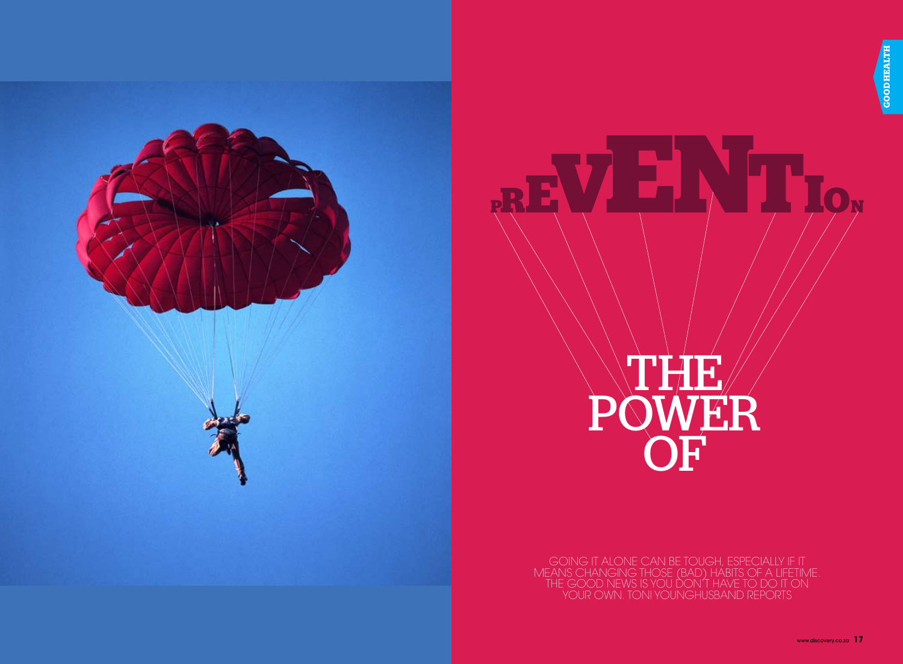# THE POWER OF PREVENTION

GOING IT ALONE CAN BE TOUGH, ESPECIALLY IF IT MEANS CHANGING THOSE (BAD) HABITS OF A LIFETIME. THE GOOD NEWS IS YOU DON'T HAVE TO DO IT ON YOUR OWN. TONI YOUNGHUSBAND REPORTS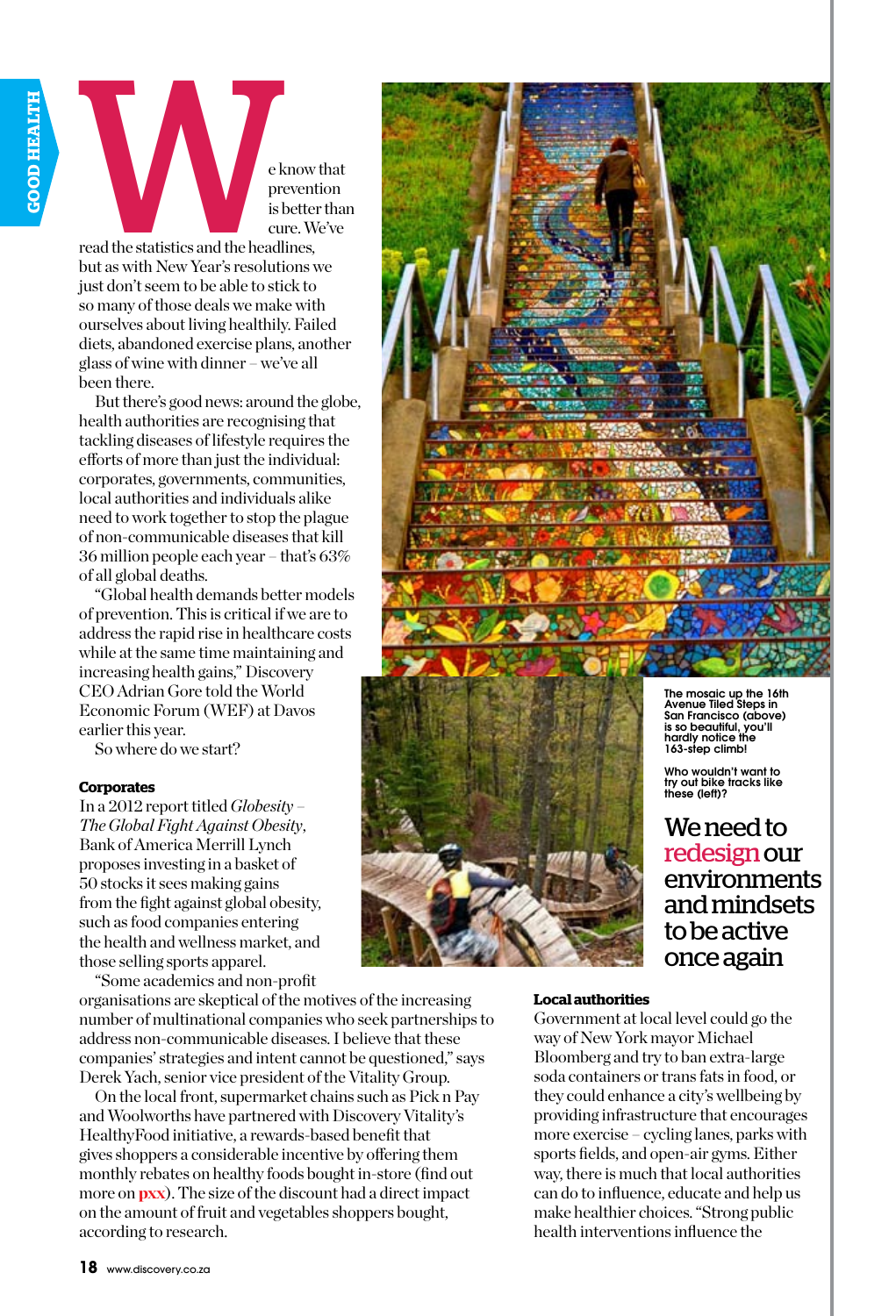We know that prevention is better than cure. We've read the statistics and the headlines, but as with New Year's resolutions we just don't seem to be able to stick to so many of those deals we make with ourselves about living healthily. Failed diets, abandoned exercise plans, another glass of wine with dinner – we've all been there.

But there's good news: around the globe, health authorities are recognising that tackling diseases of lifestyle requires the efforts of more than just the individual: corporates, governments, communities, local authorities and individuals alike need to work together to stop the plague of non-communicable diseases that kill 36 million people each year – that's 63% of all global deaths.

"Global health demands better models of prevention. This is critical if we are to address the rapid rise in healthcare costs while at the same time maintaining and increasing health gains," Discovery CEO Adrian Gore told the World Economic Forum (WEF) at Davos earlier this year.

So where do we start?

**Corporates**

In a 2012 report titled *Globesity – The Global Fight Against Obesity*, Bank of America Merrill Lynch proposes investing in a basket of 50 stocks it sees making gains from the fight against global obesity, such as food companies entering the health and wellness market, and those selling sports apparel.

"Some academics and non-profit organisations are skeptical of the motives of the increasing number of multinational companies who seek partnerships to address non-communicable diseases. I believe that these companies' strategies and intent cannot be questioned," says Derek Yach, senior vice president of the Vitality Group.

On the local front, supermarket chains such as Pick n Pay and Woolworths have partnered with Discovery Vitality's HealthyFood initiative, a rewards-based benefit that gives shoppers a considerable incentive by offering them monthly rebates on healthy foods bought in-store (find out more on **pxx**). The size of the discount had a direct impact on the amount of fruit and vegetables shoppers bought, according to research.

The mosaic up the 16th Avenue Tiled Steps in San Francisco (above) is so beautiful, you'll hardly notice the 163-step climb!

Who wouldn't want to try out bike tracks like these (left)?

## We need to redesign our environments and mindsets to be active once again

**Local authorities**

Government at local level could go the way of New York mayor Michael Bloomberg and try to ban extra-large soda containers or trans fats in food, or they could enhance a city's wellbeing by providing infrastructure that encourages more exercise – cycling lanes, parks with sports fields, and open-air gyms. Either way, there is much that local authorities can do to influence, educate and help us make healthier choices. "Strong public health interventions influence the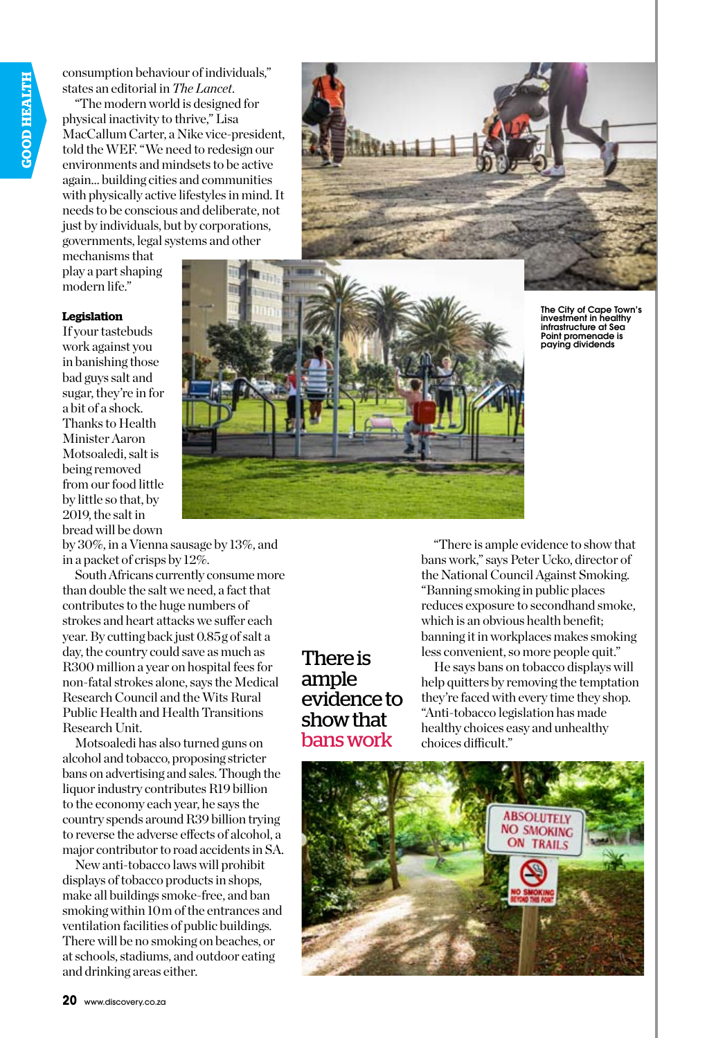consumption behaviour of individuals," states an editorial in *The Lancet*.

"The modern world is designed for physical inactivity to thrive," Lisa MacCallum Carter, a Nike vice-president, told the WEF. "We need to redesign our environments and mindsets to be active again... building cities and communities with physically active lifestyles in mind. It needs to be conscious and deliberate, not just by individuals, but by corporations, governments, legal systems and other mechanisms that play a part shaping modern life."

**Legislation**

If your tastebuds work against you in banishing those bad guys salt and sugar, they're in for a bit of a shock. Thanks to Health Minister Aaron Motsoaledi, salt is being removed from our food little by little so that, by 2019, the salt in bread will be down by 30%, in a Vienna sausage by 13%, and in a packet of crisps by 12%.

South Africans currently consume more than double the salt we need, a fact that contributes to the huge numbers of strokes and heart attacks we suffer each year. By cutting back just 0.85g of salt a day, the country could save as much as R300 million a year on hospital fees for non-fatal strokes alone, says the Medical Research Council and the Wits Rural Public Health and Health Transitions Research Unit.

Motsoaledi has also turned guns on alcohol and tobacco, proposing stricter bans on advertising and sales. Though the liquor industry contributes R19 billion to the economy each year, he says the country spends around R39 billion trying to reverse the adverse effects of alcohol, a major contributor to road accidents in SA.

New anti-tobacco laws will prohibit displays of tobacco products in shops, make all buildings smoke-free, and ban smoking within 10m of the entrances and ventilation facilities of public buildings. There will be no smoking on beaches, or at schools, stadiums, and outdoor eating and drinking areas either.

The City of Cape Town's investment in healthy infrastructure at Sea Point promenade is paying dividends

**There is ample evidence to show that bans work**

"There is ample evidence to show that bans work," says Peter Ucko, director of the National Council Against Smoking. "Banning smoking in public places reduces exposure to secondhand smoke, which is an obvious health benefit; banning it in workplaces makes smoking less convenient, so more people quit."

He says bans on tobacco displays will help quitters by removing the temptation they're faced with every time they shop. "Anti-tobacco legislation has made healthy choices easy and unhealthy choices difficult."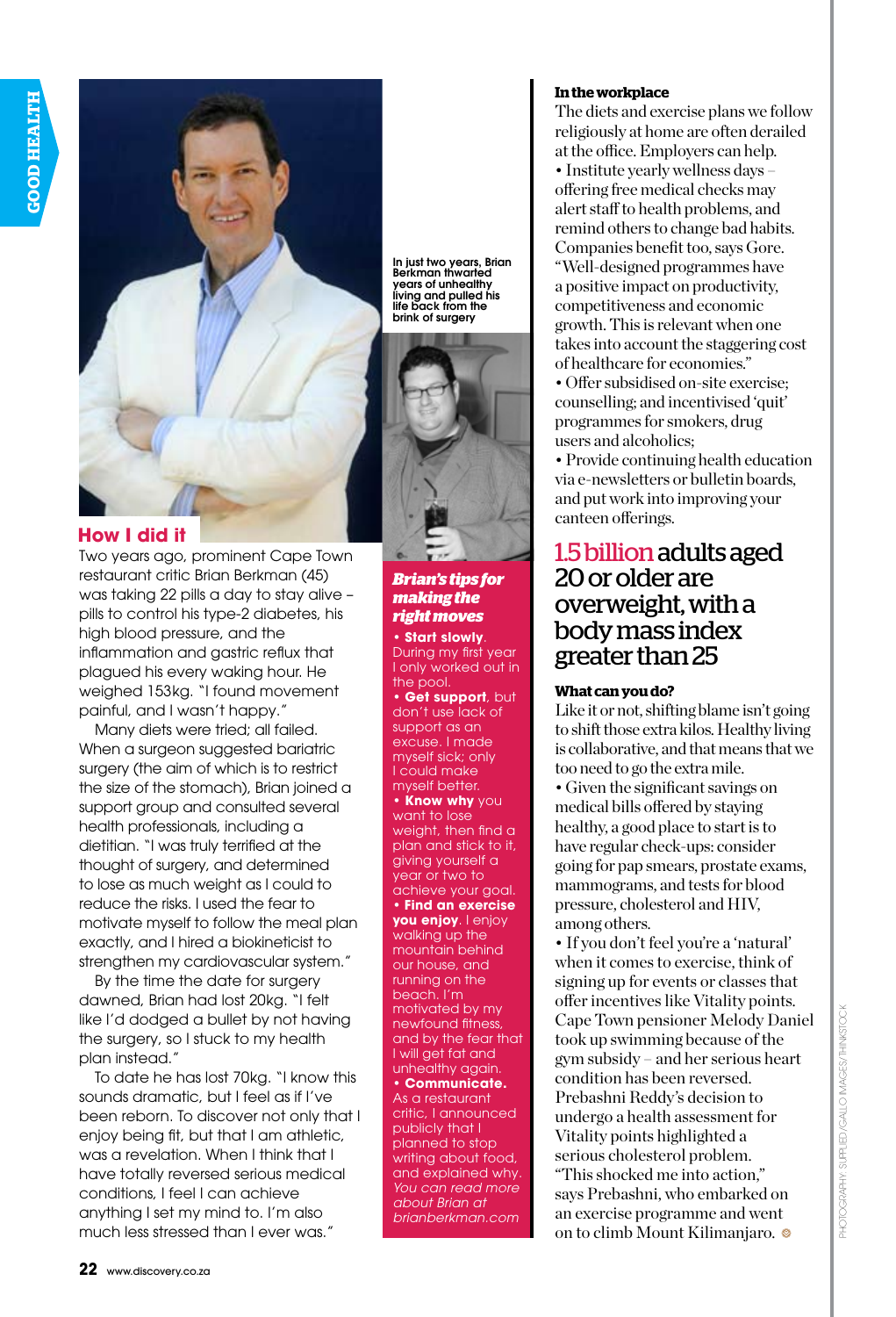## How I did it

Two years ago, prominent Cape Town restaurant critic Brian Berkman (45) was taking 22 pills a day to stay alive – pills to control his type-2 diabetes, his high blood pressure, and the inflammation and gastric reflux that plagued his every waking hour. He weighed 153kg. "I found movement painful, and I wasn't happy."

Many diets were tried; all failed. When a surgeon suggested bariatric surgery (the aim of which is to restrict the size of the stomach), Brian joined a support group and consulted several health professionals, including a dietitian. "I was truly terrified at the thought of surgery, and determined to lose as much weight as I could to reduce the risks. I used the fear to motivate myself to follow the meal plan exactly, and I hired a biokineticist to strengthen my cardiovascular system."

By the time the date for surgery dawned, Brian had lost 20kg. "I felt like I'd dodged a bullet by not having the surgery, so I stuck to my health plan instead."

To date he has lost 70kg. "I know this sounds dramatic, but I feel as if I've been reborn. To discover not only that I enjoy being fit, but that I am athletic, was a revelation. When I think that I have totally reversed serious medical conditions, I feel I can achieve anything I set my mind to. I'm also much less stressed than I ever was."

In just two years, Brian Berkman thwarted years of unhealthy living and pulled his life back from the brink of surgery

### *Brian's tips for making the right moves*

- **Start slowly**. During my first year I only worked out in the pool.
- **Get support**, but don't use lack of support as an excuse. I made myself sick; only I could make myself better.
- **Know why** you want to lose weight, then find a plan and stick to it, giving yourself a year or two to achieve your goal.
- **Find an exercise you enjoy**. I enjoy walking up the mountain behind our house, and running on the beach. I'm motivated by my newfound fitness, and by the fear that I will get fat and unhealthy again.
- **Communicate.** As a restaurant critic, I announced publicly that I planned to stop writing about food, and explained why.

*You can read more about Brian at brianberkman.com*

**In the workplace**

The diets and exercise plans we follow religiously at home are often derailed at the office. Employers can help.

- Institute yearly wellness days – offering free medical checks may alert staff to health problems, and remind others to change bad habits. Companies benefit too, says Gore. "Well-designed programmes have a positive impact on productivity, competitiveness and economic growth. This is relevant when one takes into account the staggering cost of healthcare for economies."
- Offer subsidised on-site exercise; counselling; and incentivised 'quit' programmes for smokers, drug users and alcoholics;
- Provide continuing health education via e-newsletters or bulletin boards, and put work into improving your canteen offerings.

## 1.5 billion adults aged 20 or older are overweight, with a body mass index greater than 25

**What can you do?**

Like it or not, shifting blame isn't going to shift those extra kilos. Healthy living is collaborative, and that means that we too need to go the extra mile.

- Given the significant savings on medical bills offered by staying healthy, a good place to start is to have regular check-ups: consider going for pap smears, prostate exams, mammograms, and tests for blood pressure, cholesterol and HIV, among others.
- If you don't feel you're a 'natural' when it comes to exercise, think of signing up for events or classes that offer incentives like Vitality points. Cape Town pensioner Melody Daniel took up swimming because of the gym subsidy – and her serious heart condition has been reversed. Prebashni Reddy's decision to undergo a health assessment for Vitality points highlighted a serious cholesterol problem. "This shocked me into action," says Prebashni, who embarked on an exercise programme and went on to climb Mount Kilimanjaro.

PHOTOGRAPHY: SUPPLIED/GALLO IMAGES/THINKSTOCK